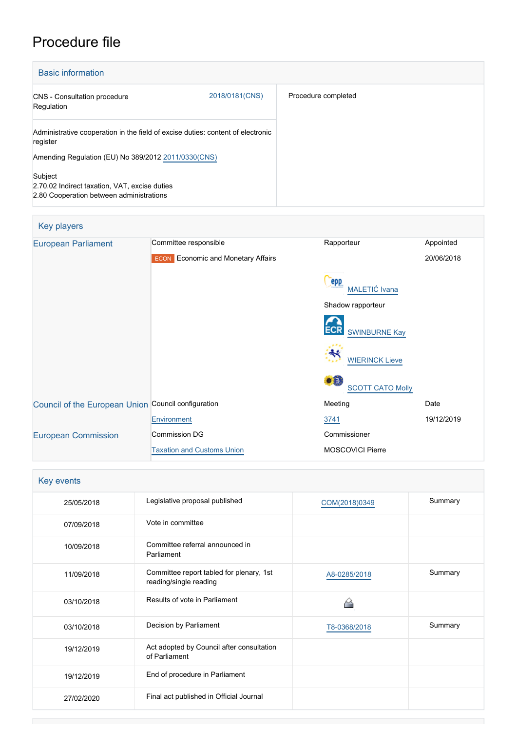# Procedure file

## Basic information

| | | |
|---|---|---|
| CNS - Consultation procedure<br>Regulation | 2018/0181(CNS) | Procedure completed |
| Administrative cooperation in the field of excise duties: content of electronic register<br><br>Amending Regulation (EU) No 389/2012 2011/0330(CNS)<br><br>Subject<br>2.70.02 Indirect taxation, VAT, excise duties<br>2.80 Cooperation between administrations | | |

## Key players

| | | | |
|---|---|---|---|
| European Parliament | Committee responsible | Rapporteur | Appointed |
| | ECON Economic and Monetary Affairs | | 20/06/2018 |
| | | MALETIĆ Ivana | |
| | | Shadow rapporteur | |
| | | SWINBURNE Kay | |
| | | WIERINCK Lieve | |
| | | SCOTT CATO Molly | |
| Council of the European Union | Council configuration | Meeting | Date |
| | Environment | 3741 | 19/12/2019 |
| European Commission | Commission DG | Commissioner | |
| | Taxation and Customs Union | MOSCOVICI Pierre | |

## Key events

| | | | |
|---|---|---|---|
| 25/05/2018 | Legislative proposal published | COM(2018)0349 | Summary |
| 07/09/2018 | Vote in committee | | |
| 10/09/2018 | Committee referral announced in Parliament | | |
| 11/09/2018 | Committee report tabled for plenary, 1st reading/single reading | A8-0285/2018 | Summary |
| 03/10/2018 | Results of vote in Parliament | | |
| 03/10/2018 | Decision by Parliament | T8-0368/2018 | Summary |
| 19/12/2019 | Act adopted by Council after consultation of Parliament | | |
| 19/12/2019 | End of procedure in Parliament | | |
| 27/02/2020 | Final act published in Official Journal | | |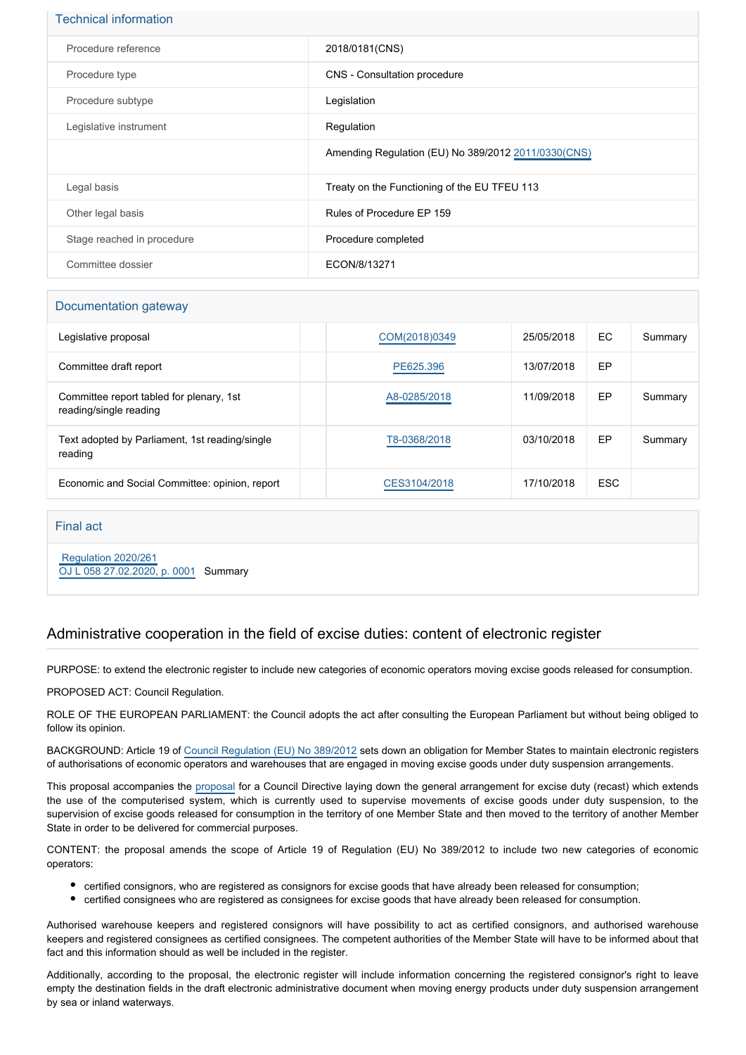## Technical information

| | |
|---|---|
| Procedure reference | 2018/0181(CNS) |
| Procedure type | CNS - Consultation procedure |
| Procedure subtype | Legislation |
| Legislative instrument | Regulation |
| | Amending Regulation (EU) No 389/2012 2011/0330(CNS) |
| Legal basis | Treaty on the Functioning of the EU TFEU 113 |
| Other legal basis | Rules of Procedure EP 159 |
| Stage reached in procedure | Procedure completed |
| Committee dossier | ECON/8/13271 |

## Documentation gateway

| | | | | | |
|---|---|---|---|---|---|
| Legislative proposal | | COM(2018)0349 | 25/05/2018 | EC | Summary |
| Committee draft report | | PE625.396 | 13/07/2018 | EP | |
| Committee report tabled for plenary, 1st reading/single reading | | A8-0285/2018 | 11/09/2018 | EP | Summary |
| Text adopted by Parliament, 1st reading/single reading | | T8-0368/2018 | 03/10/2018 | EP | Summary |
| Economic and Social Committee: opinion, report | | CES3104/2018 | 17/10/2018 | ESC | |

## Final act

Regulation 2020/261
OJ L 058 27.02.2020, p. 0001 Summary

## Administrative cooperation in the field of excise duties: content of electronic register

PURPOSE: to extend the electronic register to include new categories of economic operators moving excise goods released for consumption.

PROPOSED ACT: Council Regulation.

ROLE OF THE EUROPEAN PARLIAMENT: the Council adopts the act after consulting the European Parliament but without being obliged to follow its opinion.

BACKGROUND: Article 19 of Council Regulation (EU) No 389/2012 sets down an obligation for Member States to maintain electronic registers of authorisations of economic operators and warehouses that are engaged in moving excise goods under duty suspension arrangements.

This proposal accompanies the proposal for a Council Directive laying down the general arrangement for excise duty (recast) which extends the use of the computerised system, which is currently used to supervise movements of excise goods under duty suspension, to the supervision of excise goods released for consumption in the territory of one Member State and then moved to the territory of another Member State in order to be delivered for commercial purposes.

CONTENT: the proposal amends the scope of Article 19 of Regulation (EU) No 389/2012 to include two new categories of economic operators:

- certified consignors, who are registered as consignors for excise goods that have already been released for consumption;
- certified consignees who are registered as consignees for excise goods that have already been released for consumption.

Authorised warehouse keepers and registered consignors will have possibility to act as certified consignors, and authorised warehouse keepers and registered consignees as certified consignees. The competent authorities of the Member State will have to be informed about that fact and this information should as well be included in the register.

Additionally, according to the proposal, the electronic register will include information concerning the registered consignor's right to leave empty the destination fields in the draft electronic administrative document when moving energy products under duty suspension arrangement by sea or inland waterways.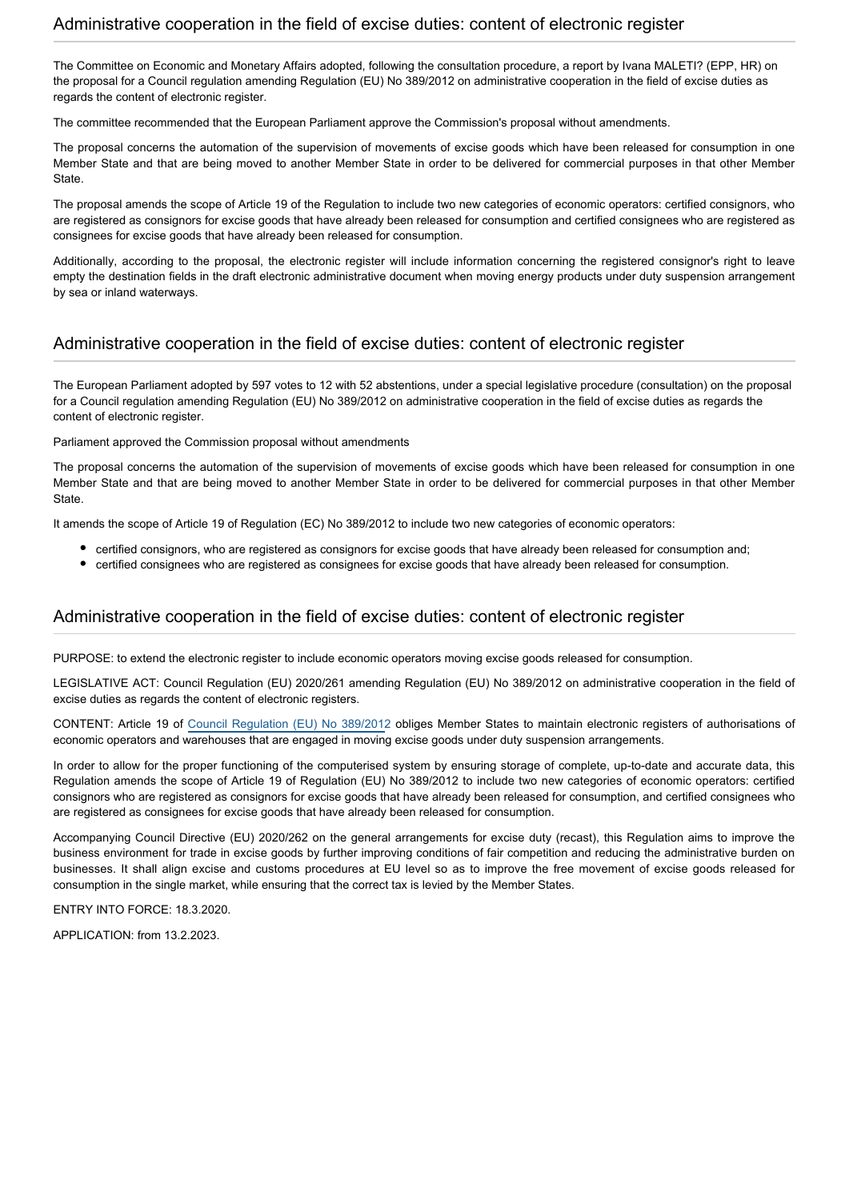## Administrative cooperation in the field of excise duties: content of electronic register

The Committee on Economic and Monetary Affairs adopted, following the consultation procedure, a report by Ivana MALETI? (EPP, HR) on the proposal for a Council regulation amending Regulation (EU) No 389/2012 on administrative cooperation in the field of excise duties as regards the content of electronic register.

The committee recommended that the European Parliament approve the Commission's proposal without amendments.

The proposal concerns the automation of the supervision of movements of excise goods which have been released for consumption in one Member State and that are being moved to another Member State in order to be delivered for commercial purposes in that other Member State.

The proposal amends the scope of Article 19 of the Regulation to include two new categories of economic operators: certified consignors, who are registered as consignors for excise goods that have already been released for consumption and certified consignees who are registered as consignees for excise goods that have already been released for consumption.

Additionally, according to the proposal, the electronic register will include information concerning the registered consignor's right to leave empty the destination fields in the draft electronic administrative document when moving energy products under duty suspension arrangement by sea or inland waterways.

## Administrative cooperation in the field of excise duties: content of electronic register

The European Parliament adopted by 597 votes to 12 with 52 abstentions, under a special legislative procedure (consultation) on the proposal for a Council regulation amending Regulation (EU) No 389/2012 on administrative cooperation in the field of excise duties as regards the content of electronic register.

Parliament approved the Commission proposal without amendments

The proposal concerns the automation of the supervision of movements of excise goods which have been released for consumption in one Member State and that are being moved to another Member State in order to be delivered for commercial purposes in that other Member State.

It amends the scope of Article 19 of Regulation (EC) No 389/2012 to include two new categories of economic operators:

- certified consignors, who are registered as consignors for excise goods that have already been released for consumption and;
- certified consignees who are registered as consignees for excise goods that have already been released for consumption.

## Administrative cooperation in the field of excise duties: content of electronic register

PURPOSE: to extend the electronic register to include economic operators moving excise goods released for consumption.

LEGISLATIVE ACT: Council Regulation (EU) 2020/261 amending Regulation (EU) No 389/2012 on administrative cooperation in the field of excise duties as regards the content of electronic registers.

CONTENT: Article 19 of Council Regulation (EU) No 389/2012 obliges Member States to maintain electronic registers of authorisations of economic operators and warehouses that are engaged in moving excise goods under duty suspension arrangements.

In order to allow for the proper functioning of the computerised system by ensuring storage of complete, up-to-date and accurate data, this Regulation amends the scope of Article 19 of Regulation (EU) No 389/2012 to include two new categories of economic operators: certified consignors who are registered as consignors for excise goods that have already been released for consumption, and certified consignees who are registered as consignees for excise goods that have already been released for consumption.

Accompanying Council Directive (EU) 2020/262 on the general arrangements for excise duty (recast), this Regulation aims to improve the business environment for trade in excise goods by further improving conditions of fair competition and reducing the administrative burden on businesses. It shall align excise and customs procedures at EU level so as to improve the free movement of excise goods released for consumption in the single market, while ensuring that the correct tax is levied by the Member States.

ENTRY INTO FORCE: 18.3.2020.

APPLICATION: from 13.2.2023.